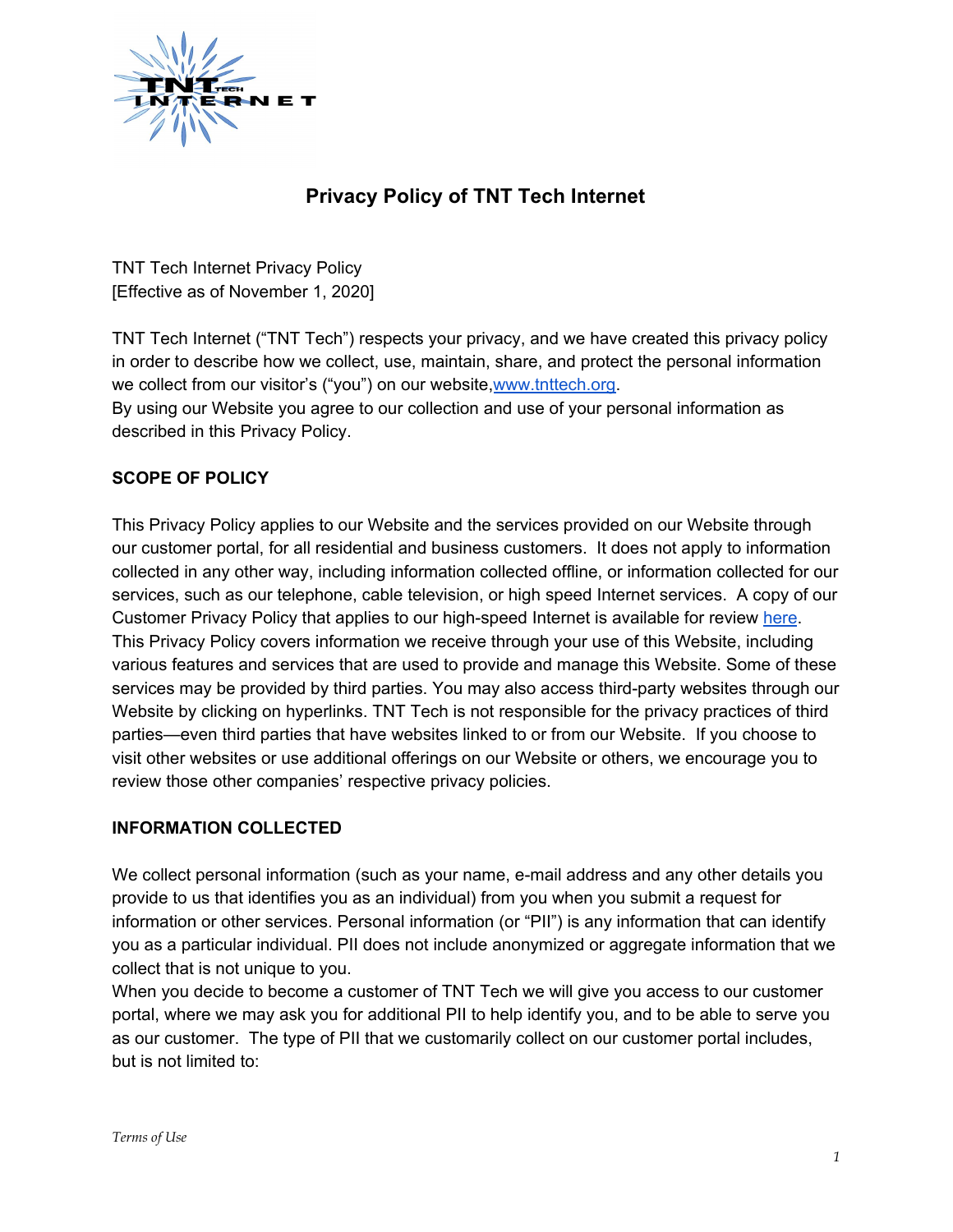# Privacy Policy of TNT Tech Internet

TNT Tech Internet Privacy Policy
[Effective as of November 1, 2020]

TNT Tech Internet ("TNT Tech") respects your privacy, and we have created this privacy policy in order to describe how we collect, use, maintain, share, and protect the personal information we collect from our visitor's ("you") on our website,[www.tnttech.org](www.tnttech.org).
By using our Website you agree to our collection and use of your personal information as described in this Privacy Policy.

## SCOPE OF POLICY

This Privacy Policy applies to our Website and the services provided on our Website through our customer portal, for all residential and business customers. It does not apply to information collected in any other way, including information collected offline, or information collected for our services, such as our telephone, cable television, or high speed Internet services. A copy of our Customer Privacy Policy that applies to our high-speed Internet is available for review here.
This Privacy Policy covers information we receive through your use of this Website, including various features and services that are used to provide and manage this Website. Some of these services may be provided by third parties. You may also access third-party websites through our Website by clicking on hyperlinks. TNT Tech is not responsible for the privacy practices of third parties—even third parties that have websites linked to or from our Website. If you choose to visit other websites or use additional offerings on our Website or others, we encourage you to review those other companies' respective privacy policies.

## INFORMATION COLLECTED

We collect personal information (such as your name, e-mail address and any other details you provide to us that identifies you as an individual) from you when you submit a request for information or other services. Personal information (or "PII") is any information that can identify you as a particular individual. PII does not include anonymized or aggregate information that we collect that is not unique to you.
When you decide to become a customer of TNT Tech we will give you access to our customer portal, where we may ask you for additional PII to help identify you, and to be able to serve you as our customer. The type of PII that we customarily collect on our customer portal includes, but is not limited to: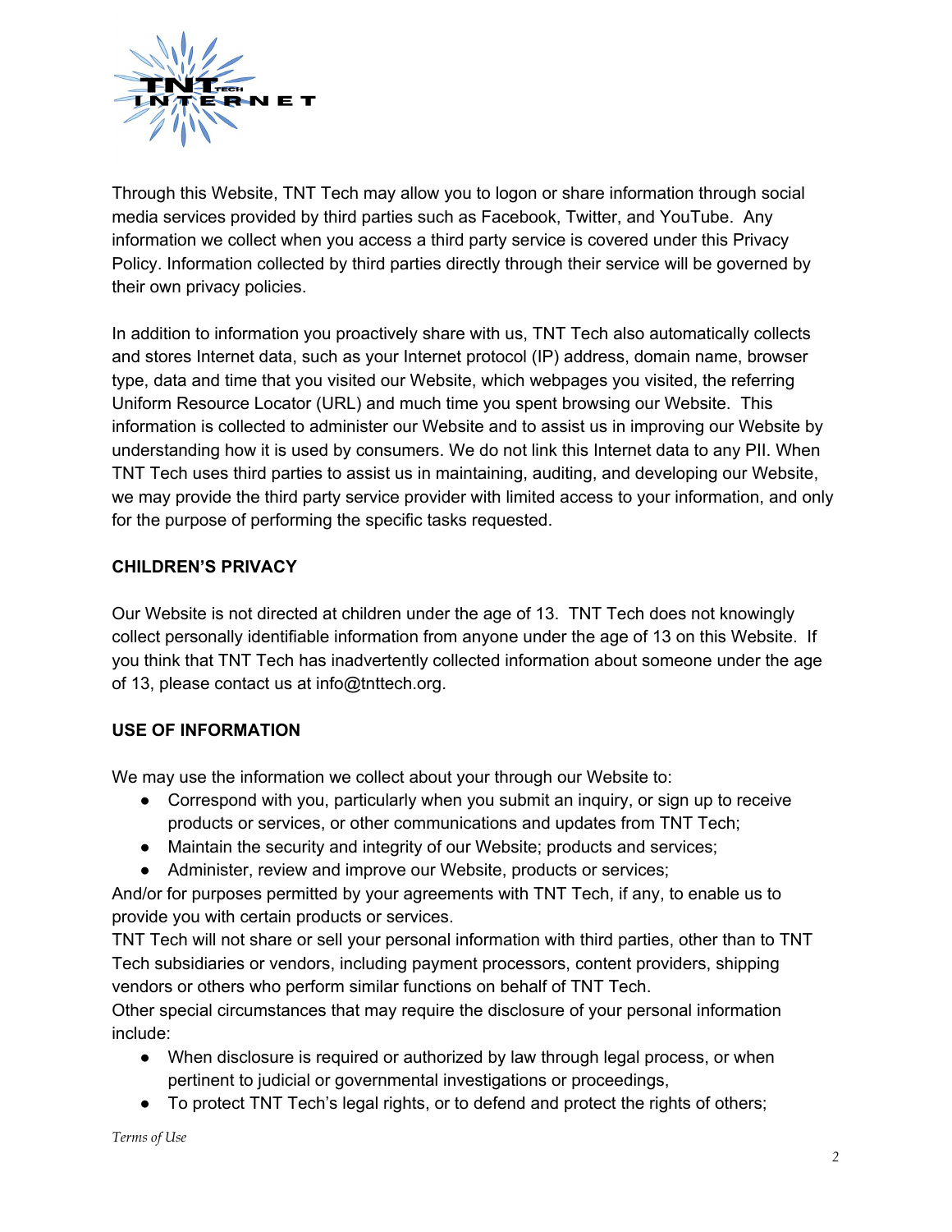Through this Website, TNT Tech may allow you to logon or share information through social media services provided by third parties such as Facebook, Twitter, and YouTube. Any information we collect when you access a third party service is covered under this Privacy Policy. Information collected by third parties directly through their service will be governed by their own privacy policies.

In addition to information you proactively share with us, TNT Tech also automatically collects and stores Internet data, such as your Internet protocol (IP) address, domain name, browser type, data and time that you visited our Website, which webpages you visited, the referring Uniform Resource Locator (URL) and much time you spent browsing our Website. This information is collected to administer our Website and to assist us in improving our Website by understanding how it is used by consumers. We do not link this Internet data to any PII. When TNT Tech uses third parties to assist us in maintaining, auditing, and developing our Website, we may provide the third party service provider with limited access to your information, and only for the purpose of performing the specific tasks requested.

**CHILDREN'S PRIVACY**

Our Website is not directed at children under the age of 13. TNT Tech does not knowingly collect personally identifiable information from anyone under the age of 13 on this Website. If you think that TNT Tech has inadvertently collected information about someone under the age of 13, please contact us at info@tnttech.org.

**USE OF INFORMATION**

We may use the information we collect about your through our Website to:

- Correspond with you, particularly when you submit an inquiry, or sign up to receive products or services, or other communications and updates from TNT Tech;
- Maintain the security and integrity of our Website; products and services;
- Administer, review and improve our Website, products or services;

And/or for purposes permitted by your agreements with TNT Tech, if any, to enable us to provide you with certain products or services.

TNT Tech will not share or sell your personal information with third parties, other than to TNT Tech subsidiaries or vendors, including payment processors, content providers, shipping vendors or others who perform similar functions on behalf of TNT Tech.

Other special circumstances that may require the disclosure of your personal information include:

- When disclosure is required or authorized by law through legal process, or when pertinent to judicial or governmental investigations or proceedings,
- To protect TNT Tech's legal rights, or to defend and protect the rights of others;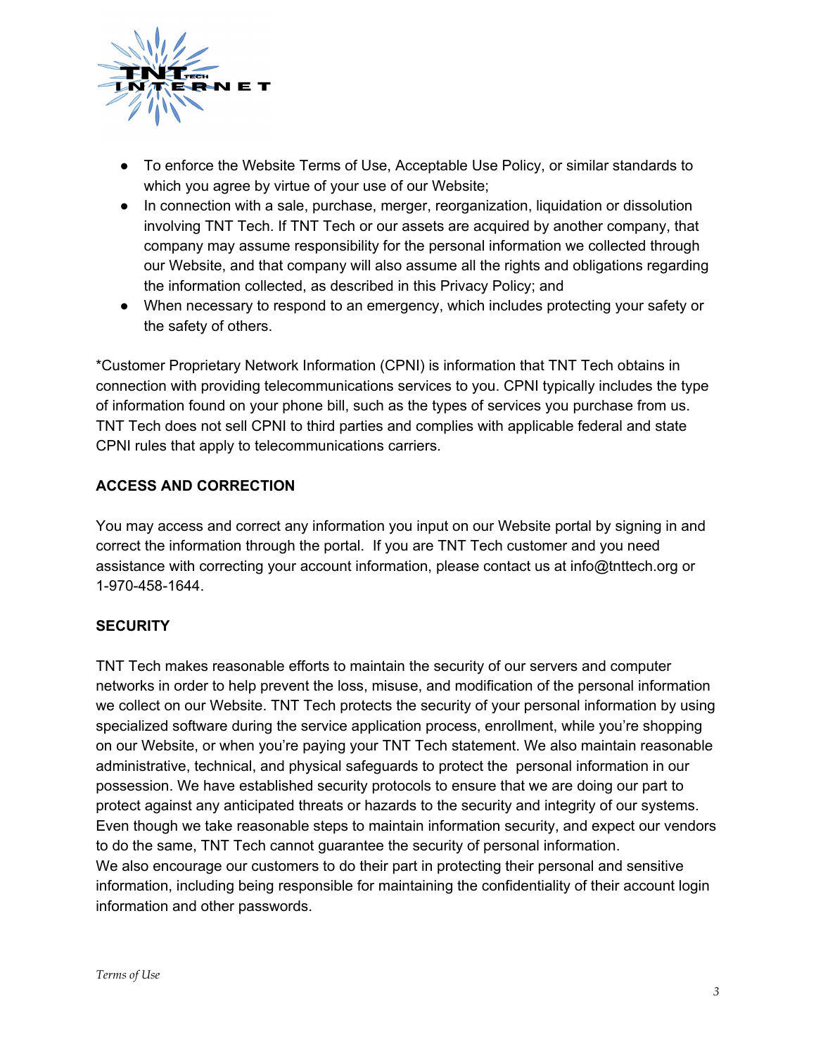- To enforce the Website Terms of Use, Acceptable Use Policy, or similar standards to which you agree by virtue of your use of our Website;
- In connection with a sale, purchase, merger, reorganization, liquidation or dissolution involving TNT Tech. If TNT Tech or our assets are acquired by another company, that company may assume responsibility for the personal information we collected through our Website, and that company will also assume all the rights and obligations regarding the information collected, as described in this Privacy Policy; and
- When necessary to respond to an emergency, which includes protecting your safety or the safety of others.

*Customer Proprietary Network Information (CPNI) is information that TNT Tech obtains in connection with providing telecommunications services to you. CPNI typically includes the type of information found on your phone bill, such as the types of services you purchase from us. TNT Tech does not sell CPNI to third parties and complies with applicable federal and state CPNI rules that apply to telecommunications carriers.

**ACCESS AND CORRECTION**

You may access and correct any information you input on our Website portal by signing in and correct the information through the portal. If you are TNT Tech customer and you need assistance with correcting your account information, please contact us at info@tnttech.org or 1-970-458-1644.

**SECURITY**

TNT Tech makes reasonable efforts to maintain the security of our servers and computer networks in order to help prevent the loss, misuse, and modification of the personal information we collect on our Website. TNT Tech protects the security of your personal information by using specialized software during the service application process, enrollment, while you're shopping on our Website, or when you're paying your TNT Tech statement. We also maintain reasonable administrative, technical, and physical safeguards to protect the personal information in our possession. We have established security protocols to ensure that we are doing our part to protect against any anticipated threats or hazards to the security and integrity of our systems. Even though we take reasonable steps to maintain information security, and expect our vendors to do the same, TNT Tech cannot guarantee the security of personal information.
We also encourage our customers to do their part in protecting their personal and sensitive information, including being responsible for maintaining the confidentiality of their account login information and other passwords.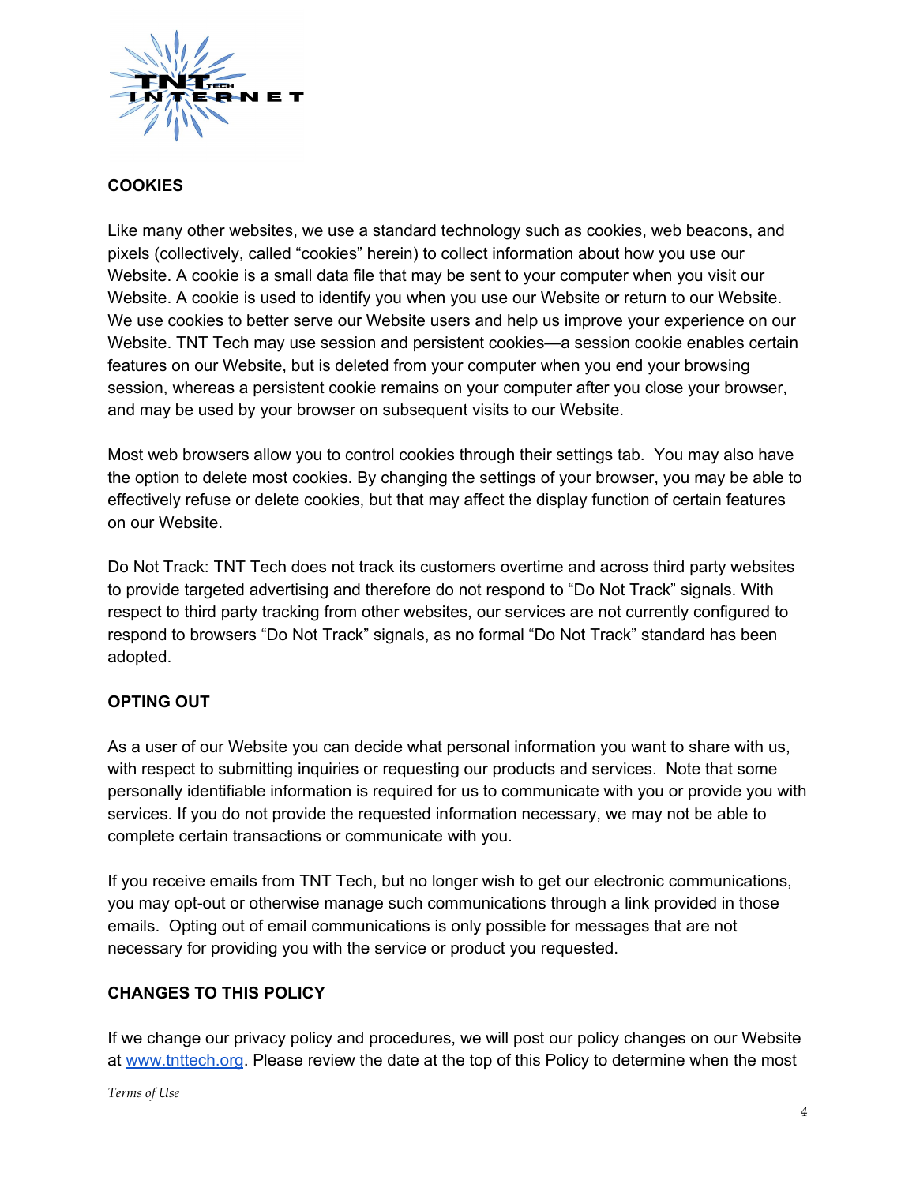## COOKIES

Like many other websites, we use a standard technology such as cookies, web beacons, and pixels (collectively, called "cookies" herein) to collect information about how you use our Website. A cookie is a small data file that may be sent to your computer when you visit our Website. A cookie is used to identify you when you use our Website or return to our Website. We use cookies to better serve our Website users and help us improve your experience on our Website. TNT Tech may use session and persistent cookies—a session cookie enables certain features on our Website, but is deleted from your computer when you end your browsing session, whereas a persistent cookie remains on your computer after you close your browser, and may be used by your browser on subsequent visits to our Website.

Most web browsers allow you to control cookies through their settings tab. You may also have the option to delete most cookies. By changing the settings of your browser, you may be able to effectively refuse or delete cookies, but that may affect the display function of certain features on our Website.

Do Not Track: TNT Tech does not track its customers overtime and across third party websites to provide targeted advertising and therefore do not respond to "Do Not Track" signals. With respect to third party tracking from other websites, our services are not currently configured to respond to browsers "Do Not Track" signals, as no formal "Do Not Track" standard has been adopted.

## OPTING OUT

As a user of our Website you can decide what personal information you want to share with us, with respect to submitting inquiries or requesting our products and services. Note that some personally identifiable information is required for us to communicate with you or provide you with services. If you do not provide the requested information necessary, we may not be able to complete certain transactions or communicate with you.

If you receive emails from TNT Tech, but no longer wish to get our electronic communications, you may opt-out or otherwise manage such communications through a link provided in those emails. Opting out of email communications is only possible for messages that are not necessary for providing you with the service or product you requested.

## CHANGES TO THIS POLICY

If we change our privacy policy and procedures, we will post our policy changes on our Website at [www.tnttech.org](http://www.tnttech.org). Please review the date at the top of this Policy to determine when the most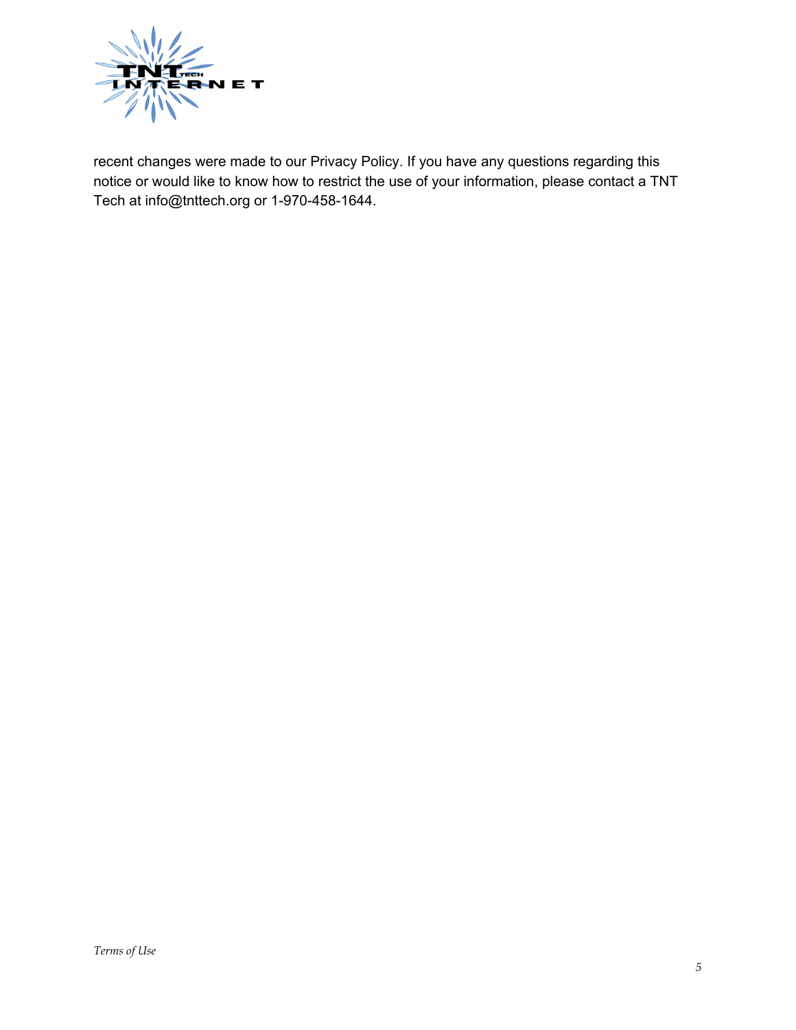recent changes were made to our Privacy Policy. If you have any questions regarding this notice or would like to know how to restrict the use of your information, please contact a TNT Tech at info@tnttech.org or 1-970-458-1644.